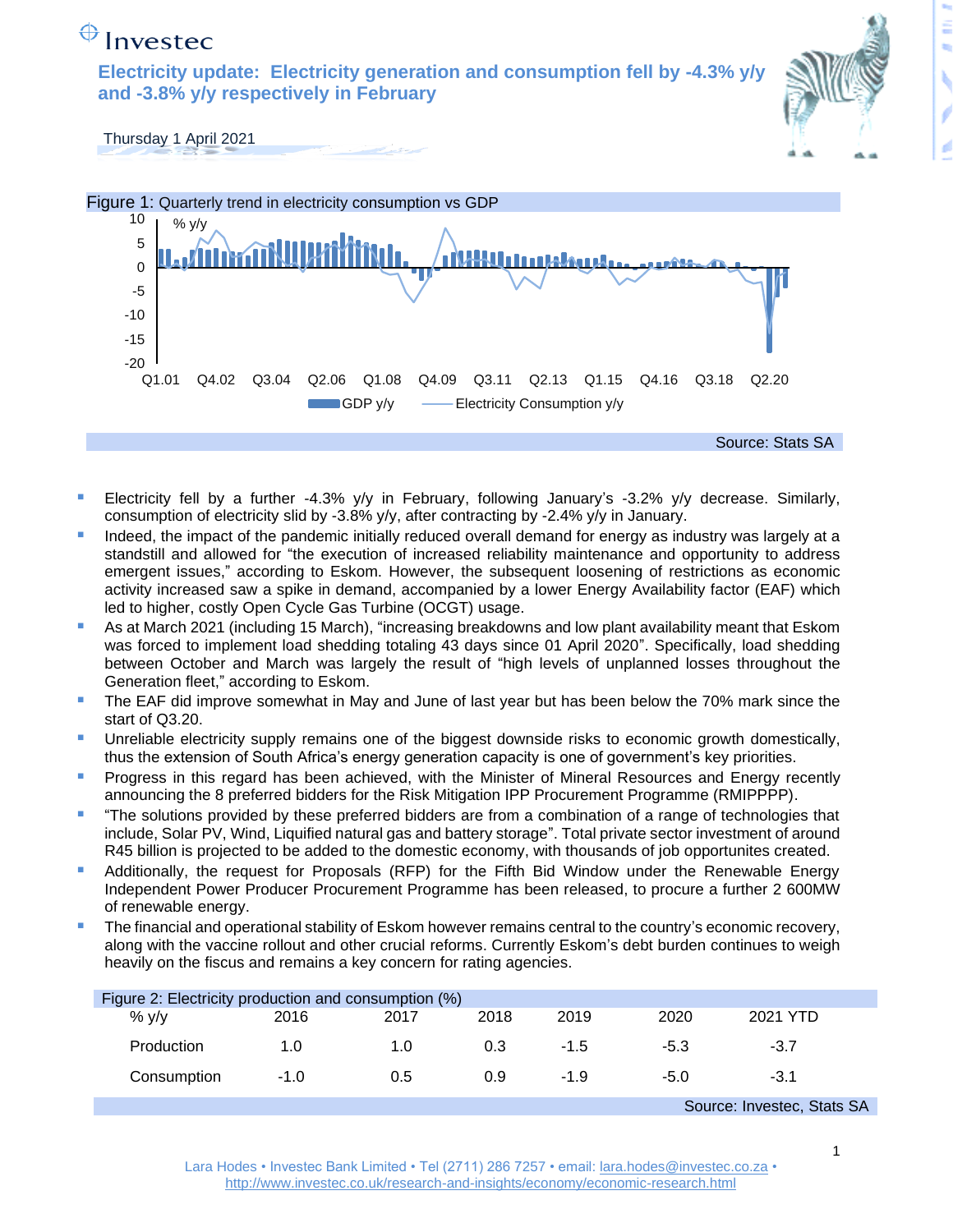Investec

# Electricity update: Electricity generation and consumption fell by -4.3% y/y and -3.8% y/y respectively in February

Thursday 1 April 2021

Figure 1: Quarterly trend in electricity consumption vs GDP

Source: Stats SA

- Electricity fell by a further -4.3% y/y in February, following January's -3.2% y/y decrease. Similarly, consumption of electricity slid by -3.8% y/y, after contracting by -2.4% y/y in January.
- Indeed, the impact of the pandemic initially reduced overall demand for energy as industry was largely at a standstill and allowed for "the execution of increased reliability maintenance and opportunity to address emergent issues," according to Eskom. However, the subsequent loosening of restrictions as economic activity increased saw a spike in demand, accompanied by a lower Energy Availability factor (EAF) which led to higher, costly Open Cycle Gas Turbine (OCGT) usage.
- As at March 2021 (including 15 March), "increasing breakdowns and low plant availability meant that Eskom was forced to implement load shedding totaling 43 days since 01 April 2020". Specifically, load shedding between October and March was largely the result of "high levels of unplanned losses throughout the Generation fleet," according to Eskom.
- The EAF did improve somewhat in May and June of last year but has been below the 70% mark since the start of Q3.20.
- Unreliable electricity supply remains one of the biggest downside risks to economic growth domestically, thus the extension of South Africa's energy generation capacity is one of government's key priorities.
- Progress in this regard has been achieved, with the Minister of Mineral Resources and Energy recently announcing the 8 preferred bidders for the Risk Mitigation IPP Procurement Programme (RMIPPPP).
- "The solutions provided by these preferred bidders are from a combination of a range of technologies that include, Solar PV, Wind, Liquified natural gas and battery storage". Total private sector investment of around R45 billion is projected to be added to the domestic economy, with thousands of job opportunites created.
- Additionally, the request for Proposals (RFP) for the Fifth Bid Window under the Renewable Energy Independent Power Producer Procurement Programme has been released, to procure a further 2 600MW of renewable energy.
- The financial and operational stability of Eskom however remains central to the country's economic recovery, along with the vaccine rollout and other crucial reforms. Currently Eskom's debt burden continues to weigh heavily on the fiscus and remains a key concern for rating agencies.

Figure 2: Electricity production and consumption (%)

| % y/y | 2016 | 2017 | 2018 | 2019 | 2020 | 2021 YTD |
|---|---|---|---|---|---|---|
| Production | 1.0 | 1.0 | 0.3 | -1.5 | -5.3 | -3.7 |
| Consumption | -1.0 | 0.5 | 0.9 | -1.9 | -5.0 | -3.1 |

Source: Investec, Stats SA

Lara Hodes • Investec Bank Limited • Tel (2711) 286 7257 • email: lara.hodes@investec.co.za • http://www.investec.co.uk/research-and-insights/economy/economic-research.html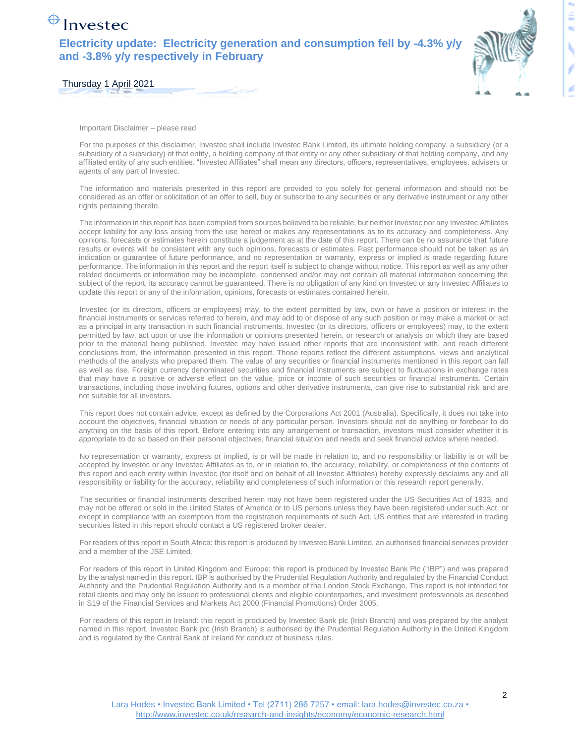Important Disclaimer – please read

For the purposes of this disclaimer, Investec shall include Investec Bank Limited, its ultimate holding company, a subsidiary (or a subsidiary of a subsidiary) of that entity, a holding company of that entity or any other subsidiary of that holding company, and any affiliated entity of any such entities. "Investec Affiliates" shall mean any directors, officers, representatives, employees, advisers or agents of any part of Investec.

The information and materials presented in this report are provided to you solely for general information and should not be considered as an offer or solicitation of an offer to sell, buy or subscribe to any securities or any derivative instrument or any other rights pertaining thereto.

The information in this report has been compiled from sources believed to be reliable, but neither Investec nor any Investec Affiliates accept liability for any loss arising from the use hereof or makes any representations as to its accuracy and completeness. Any opinions, forecasts or estimates herein constitute a judgement as at the date of this report. There can be no assurance that future results or events will be consistent with any such opinions, forecasts or estimates. Past performance should not be taken as an indication or guarantee of future performance, and no representation or warranty, express or implied is made regarding future performance. The information in this report and the report itself is subject to change without notice. This report as well as any other related documents or information may be incomplete, condensed and/or may not contain all material information concerning the subject of the report; its accuracy cannot be guaranteed. There is no obligation of any kind on Investec or any Investec Affiliates to update this report or any of the information, opinions, forecasts or estimates contained herein.

Investec (or its directors, officers or employees) may, to the extent permitted by law, own or have a position or interest in the financial instruments or services referred to herein, and may add to or dispose of any such position or may make a market or act as a principal in any transaction in such financial instruments. Investec (or its directors, officers or employees) may, to the extent permitted by law, act upon or use the information or opinions presented herein, or research or analysis on which they are based prior to the material being published. Investec may have issued other reports that are inconsistent with, and reach different conclusions from, the information presented in this report. Those reports reflect the different assumptions, views and analytical methods of the analysts who prepared them. The value of any securities or financial instruments mentioned in this report can fall as well as rise. Foreign currency denominated securities and financial instruments are subject to fluctuations in exchange rates that may have a positive or adverse effect on the value, price or income of such securities or financial instruments. Certain transactions, including those involving futures, options and other derivative instruments, can give rise to substantial risk and are not suitable for all investors.

This report does not contain advice, except as defined by the Corporations Act 2001 (Australia). Specifically, it does not take into account the objectives, financial situation or needs of any particular person. Investors should not do anything or forebear to do anything on the basis of this report. Before entering into any arrangement or transaction, investors must consider whether it is appropriate to do so based on their personal objectives, financial situation and needs and seek financial advice where needed.

No representation or warranty, express or implied, is or will be made in relation to, and no responsibility or liability is or will be accepted by Investec or any Investec Affiliates as to, or in relation to, the accuracy, reliability, or completeness of the contents of this report and each entity within Investec (for itself and on behalf of all Investec Affiliates) hereby expressly disclaims any and all responsibility or liability for the accuracy, reliability and completeness of such information or this research report generally.

The securities or financial instruments described herein may not have been registered under the US Securities Act of 1933, and may not be offered or sold in the United States of America or to US persons unless they have been registered under such Act, or except in compliance with an exemption from the registration requirements of such Act. US entities that are interested in trading securities listed in this report should contact a US registered broker dealer.

For readers of this report in South Africa: this report is produced by Investec Bank Limited, an authorised financial services provider and a member of the JSE Limited.

For readers of this report in United Kingdom and Europe: this report is produced by Investec Bank Plc ("IBP") and was prepared by the analyst named in this report. IBP is authorised by the Prudential Regulation Authority and regulated by the Financial Conduct Authority and the Prudential Regulation Authority and is a member of the London Stock Exchange. This report is not intended for retail clients and may only be issued to professional clients and eligible counterparties, and investment professionals as described in S19 of the Financial Services and Markets Act 2000 (Financial Promotions) Order 2005.

For readers of this report in Ireland: this report is produced by Investec Bank plc (Irish Branch) and was prepared by the analyst named in this report. Investec Bank plc (Irish Branch) is authorised by the Prudential Regulation Authority in the United Kingdom and is regulated by the Central Bank of Ireland for conduct of business rules.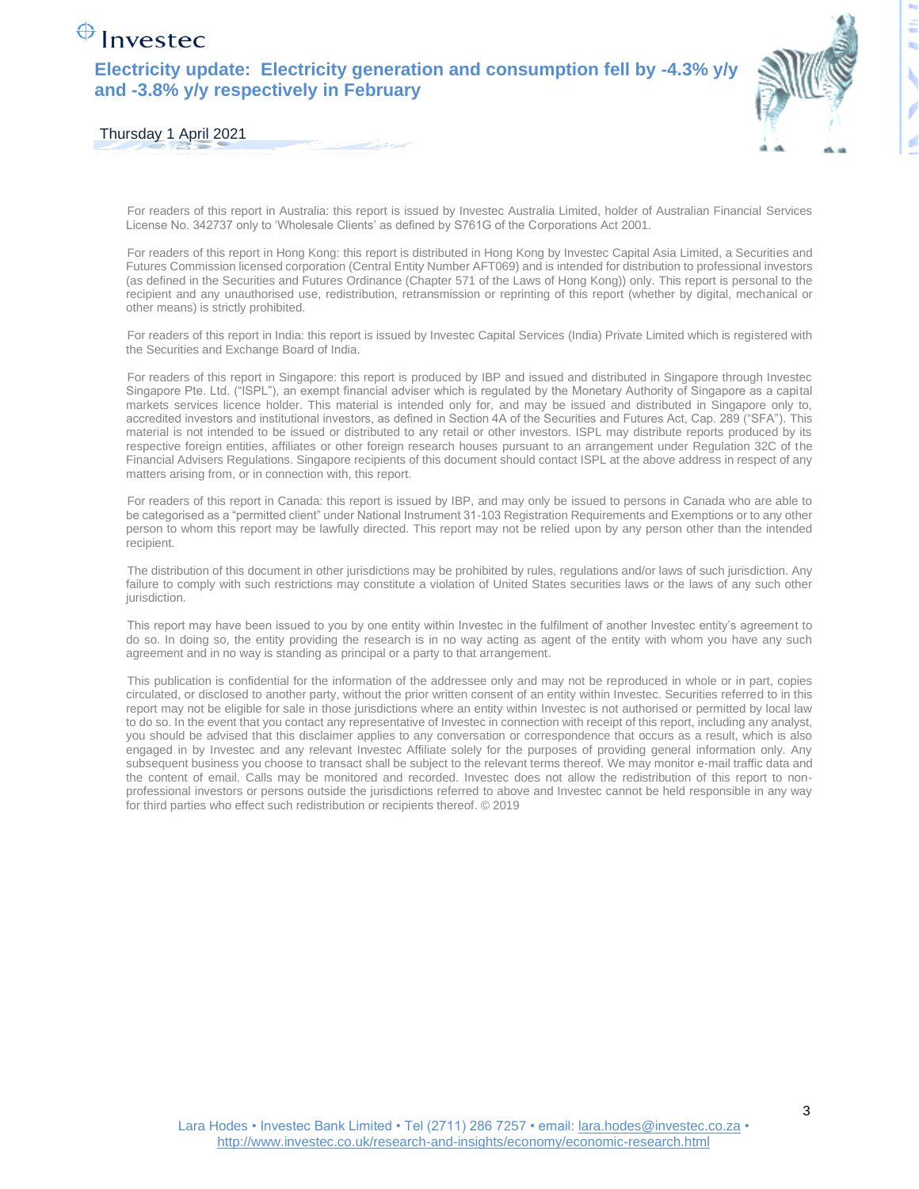For readers of this report in Australia: this report is issued by Investec Australia Limited, holder of Australian Financial Services License No. 342737 only to 'Wholesale Clients' as defined by S761G of the Corporations Act 2001.

For readers of this report in Hong Kong: this report is distributed in Hong Kong by Investec Capital Asia Limited, a Securities and Futures Commission licensed corporation (Central Entity Number AFT069) and is intended for distribution to professional investors (as defined in the Securities and Futures Ordinance (Chapter 571 of the Laws of Hong Kong)) only. This report is personal to the recipient and any unauthorised use, redistribution, retransmission or reprinting of this report (whether by digital, mechanical or other means) is strictly prohibited.

For readers of this report in India: this report is issued by Investec Capital Services (India) Private Limited which is registered with the Securities and Exchange Board of India.

For readers of this report in Singapore: this report is produced by IBP and issued and distributed in Singapore through Investec Singapore Pte. Ltd. ("ISPL"), an exempt financial adviser which is regulated by the Monetary Authority of Singapore as a capital markets services licence holder. This material is intended only for, and may be issued and distributed in Singapore only to, accredited investors and institutional investors, as defined in Section 4A of the Securities and Futures Act, Cap. 289 ("SFA"). This material is not intended to be issued or distributed to any retail or other investors. ISPL may distribute reports produced by its respective foreign entities, affiliates or other foreign research houses pursuant to an arrangement under Regulation 32C of the Financial Advisers Regulations. Singapore recipients of this document should contact ISPL at the above address in respect of any matters arising from, or in connection with, this report.

For readers of this report in Canada: this report is issued by IBP, and may only be issued to persons in Canada who are able to be categorised as a "permitted client" under National Instrument 31-103 Registration Requirements and Exemptions or to any other person to whom this report may be lawfully directed. This report may not be relied upon by any person other than the intended recipient.

The distribution of this document in other jurisdictions may be prohibited by rules, regulations and/or laws of such jurisdiction. Any failure to comply with such restrictions may constitute a violation of United States securities laws or the laws of any such other jurisdiction.

This report may have been issued to you by one entity within Investec in the fulfilment of another Investec entity's agreement to do so. In doing so, the entity providing the research is in no way acting as agent of the entity with whom you have any such agreement and in no way is standing as principal or a party to that arrangement.

This publication is confidential for the information of the addressee only and may not be reproduced in whole or in part, copies circulated, or disclosed to another party, without the prior written consent of an entity within Investec. Securities referred to in this report may not be eligible for sale in those jurisdictions where an entity within Investec is not authorised or permitted by local law to do so. In the event that you contact any representative of Investec in connection with receipt of this report, including any analyst, you should be advised that this disclaimer applies to any conversation or correspondence that occurs as a result, which is also engaged in by Investec and any relevant Investec Affiliate solely for the purposes of providing general information only. Any subsequent business you choose to transact shall be subject to the relevant terms thereof. We may monitor e-mail traffic data and the content of email. Calls may be monitored and recorded. Investec does not allow the redistribution of this report to non-professional investors or persons outside the jurisdictions referred to above and Investec cannot be held responsible in any way for third parties who effect such redistribution or recipients thereof. © 2019